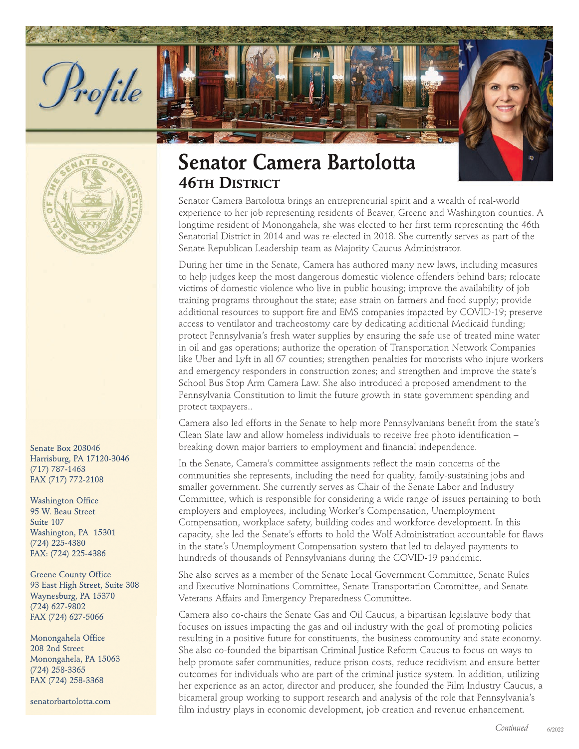# Profile

## Senator Camera Bartolotta

### 46th District

Senator Camera Bartolotta brings an entrepreneurial spirit and a wealth of real-world experience to her job representing residents of Beaver, Greene and Washington counties. A longtime resident of Monongahela, she was elected to her first term representing the 46th Senatorial District in 2014 and was re-elected in 2018. She currently serves as part of the Senate Republican Leadership team as Majority Caucus Administrator.

During her time in the Senate, Camera has authored many new laws, including measures to help judges keep the most dangerous domestic violence offenders behind bars; relocate victims of domestic violence who live in public housing; improve the availability of job training programs throughout the state; ease strain on farmers and food supply; provide additional resources to support fire and EMS companies impacted by COVID-19; preserve access to ventilator and tracheostomy care by dedicating additional Medicaid funding; protect Pennsylvania's fresh water supplies by ensuring the safe use of treated mine water in oil and gas operations; authorize the operation of Transportation Network Companies like Uber and Lyft in all 67 counties; strengthen penalties for motorists who injure workers and emergency responders in construction zones; and strengthen and improve the state's School Bus Stop Arm Camera Law. She also introduced a proposed amendment to the Pennsylvania Constitution to limit the future growth in state government spending and protect taxpayers..

Camera also led efforts in the Senate to help more Pennsylvanians benefit from the state's Clean Slate law and allow homeless individuals to receive free photo identification – breaking down major barriers to employment and financial independence.

In the Senate, Camera's committee assignments reflect the main concerns of the communities she represents, including the need for quality, family-sustaining jobs and smaller government. She currently serves as Chair of the Senate Labor and Industry Committee, which is responsible for considering a wide range of issues pertaining to both employers and employees, including Worker's Compensation, Unemployment Compensation, workplace safety, building codes and workforce development. In this capacity, she led the Senate's efforts to hold the Wolf Administration accountable for flaws in the state's Unemployment Compensation system that led to delayed payments to hundreds of thousands of Pennsylvanians during the COVID-19 pandemic.

She also serves as a member of the Senate Local Government Committee, Senate Rules and Executive Nominations Committee, Senate Transportation Committee, and Senate Veterans Affairs and Emergency Preparedness Committee.

Camera also co-chairs the Senate Gas and Oil Caucus, a bipartisan legislative body that focuses on issues impacting the gas and oil industry with the goal of promoting policies resulting in a positive future for constituents, the business community and state economy. She also co-founded the bipartisan Criminal Justice Reform Caucus to focus on ways to help promote safer communities, reduce prison costs, reduce recidivism and ensure better outcomes for individuals who are part of the criminal justice system. In addition, utilizing her experience as an actor, director and producer, she founded the Film Industry Caucus, a bicameral group working to support research and analysis of the role that Pennsylvania's film industry plays in economic development, job creation and revenue enhancement.

*Continued*

---

Senate Box 203046
Harrisburg, PA 17120-3046
(717) 787-1463
FAX (717) 772-2108

Washington Office
95 W. Beau Street
Suite 107
Washington, PA 15301
(724) 225-4380
FAX: (724) 225-4386

Greene County Office
93 East High Street, Suite 308
Waynesburg, PA 15370
(724) 627-9802
FAX (724) 627-5066

Monongahela Office
208 2nd Street
Monongahela, PA 15063
(724) 258-3365
FAX (724) 258-3368

senatorbartolotta.com

6/2022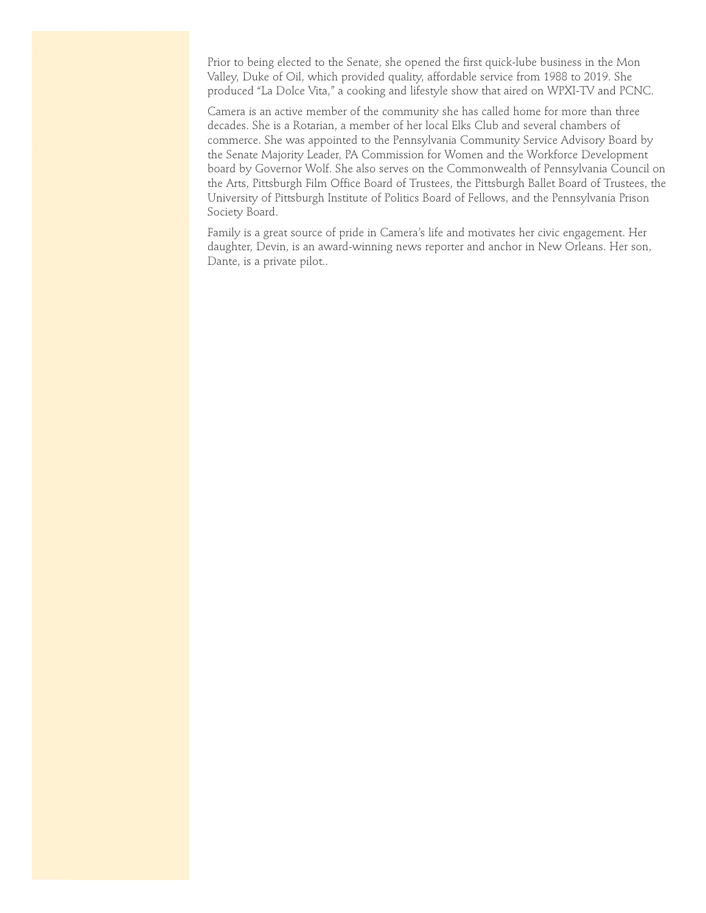Prior to being elected to the Senate, she opened the first quick-lube business in the Mon Valley, Duke of Oil, which provided quality, affordable service from 1988 to 2019. She produced "La Dolce Vita," a cooking and lifestyle show that aired on WPXI-TV and PCNC.

Camera is an active member of the community she has called home for more than three decades. She is a Rotarian, a member of her local Elks Club and several chambers of commerce. She was appointed to the Pennsylvania Community Service Advisory Board by the Senate Majority Leader, PA Commission for Women and the Workforce Development board by Governor Wolf. She also serves on the Commonwealth of Pennsylvania Council on the Arts, Pittsburgh Film Office Board of Trustees, the Pittsburgh Ballet Board of Trustees, the University of Pittsburgh Institute of Politics Board of Fellows, and the Pennsylvania Prison Society Board.

Family is a great source of pride in Camera's life and motivates her civic engagement. Her daughter, Devin, is an award-winning news reporter and anchor in New Orleans. Her son, Dante, is a private pilot..